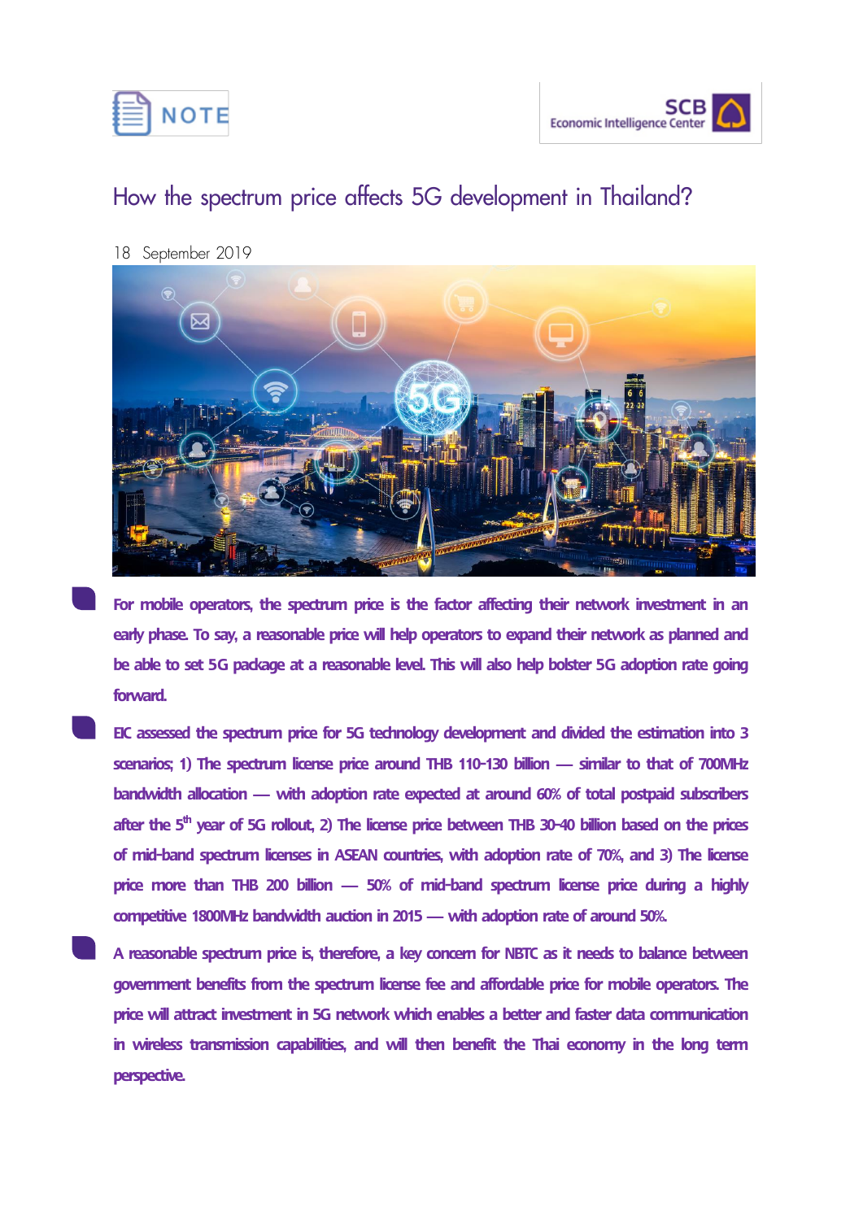NOTE

SCB Economic Intelligence Center

# How the spectrum price affects 5G development in Thailand?

18 September 2019

- **For mobile operators, the spectrum price is the factor affecting their network investment in an early phase. To say, a reasonable price will help operators to expand their network as planned and be able to set 5G package at a reasonable level. This will also help bolster 5G adoption rate going forward.**

- **EIC assessed the spectrum price for 5G technology development and divided the estimation into 3 scenarios; 1) The spectrum license price around THB 110-130 billion — similar to that of 700MHz bandwidth allocation — with adoption rate expected at around 60% of total postpaid subscribers after the 5th year of 5G rollout, 2) The license price between THB 30-40 billion based on the prices of mid-band spectrum licenses in ASEAN countries, with adoption rate of 70%, and 3) The license price more than THB 200 billion — 50% of mid-band spectrum license price during a highly competitive 1800MHz bandwidth auction in 2015 — with adoption rate of around 50%.**

- **A reasonable spectrum price is, therefore, a key concern for NBTC as it needs to balance between government benefits from the spectrum license fee and affordable price for mobile operators. The price will attract investment in 5G network which enables a better and faster data communication in wireless transmission capabilities, and will then benefit the Thai economy in the long term perspective.**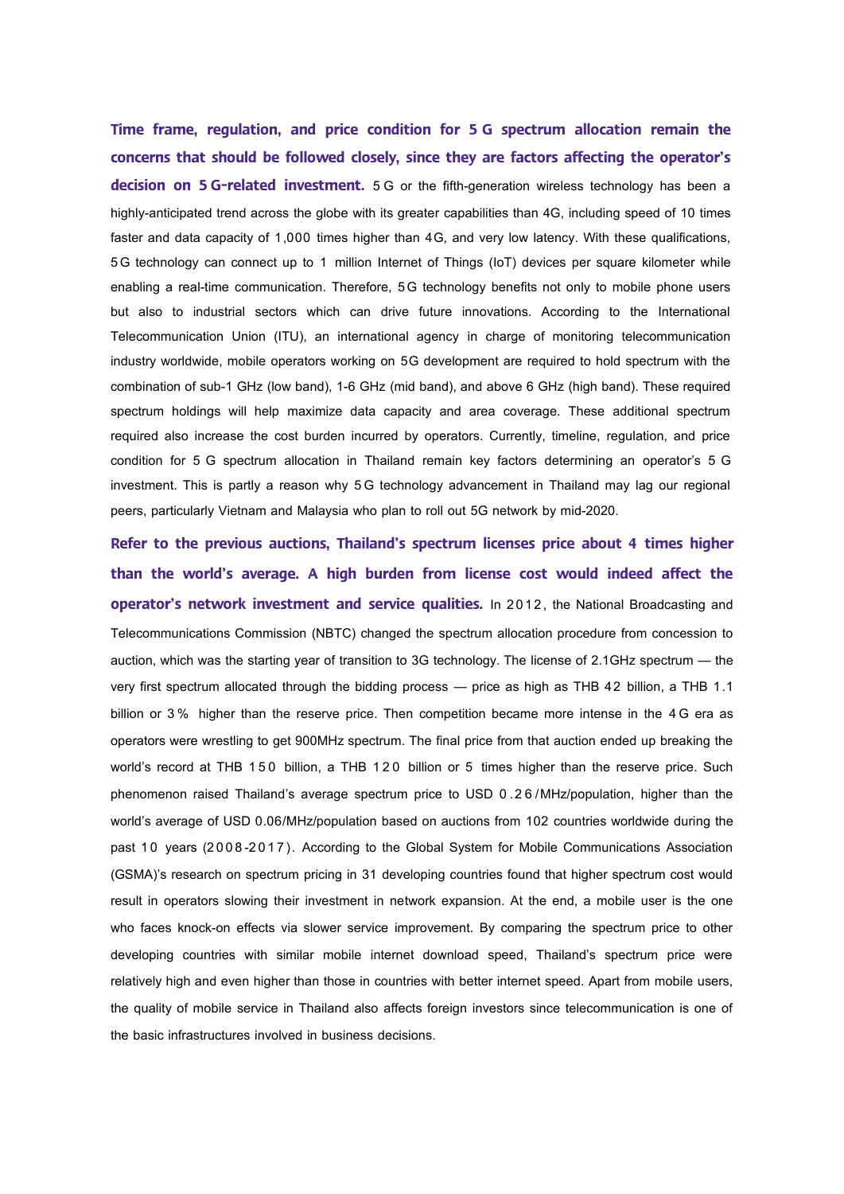**Time frame, regulation, and price condition for 5G spectrum allocation remain the concerns that should be followed closely, since they are factors affecting the operator's decision on 5G-related investment.** 5G or the fifth-generation wireless technology has been a highly-anticipated trend across the globe with its greater capabilities than 4G, including speed of 10 times faster and data capacity of 1,000 times higher than 4G, and very low latency. With these qualifications, 5G technology can connect up to 1 million Internet of Things (IoT) devices per square kilometer while enabling a real-time communication. Therefore, 5G technology benefits not only to mobile phone users but also to industrial sectors which can drive future innovations. According to the International Telecommunication Union (ITU), an international agency in charge of monitoring telecommunication industry worldwide, mobile operators working on 5G development are required to hold spectrum with the combination of sub-1 GHz (low band), 1-6 GHz (mid band), and above 6 GHz (high band). These required spectrum holdings will help maximize data capacity and area coverage. These additional spectrum required also increase the cost burden incurred by operators. Currently, timeline, regulation, and price condition for 5G spectrum allocation in Thailand remain key factors determining an operator's 5G investment. This is partly a reason why 5G technology advancement in Thailand may lag our regional peers, particularly Vietnam and Malaysia who plan to roll out 5G network by mid-2020.

**Refer to the previous auctions, Thailand's spectrum licenses price about 4 times higher than the world's average. A high burden from license cost would indeed affect the operator's network investment and service qualities.** In 2012, the National Broadcasting and Telecommunications Commission (NBTC) changed the spectrum allocation procedure from concession to auction, which was the starting year of transition to 3G technology. The license of 2.1GHz spectrum — the very first spectrum allocated through the bidding process — price as high as THB 42 billion, a THB 1.1 billion or 3% higher than the reserve price. Then competition became more intense in the 4G era as operators were wrestling to get 900MHz spectrum. The final price from that auction ended up breaking the world's record at THB 150 billion, a THB 120 billion or 5 times higher than the reserve price. Such phenomenon raised Thailand's average spectrum price to USD 0.26/MHz/population, higher than the world's average of USD 0.06/MHz/population based on auctions from 102 countries worldwide during the past 10 years (2008-2017). According to the Global System for Mobile Communications Association (GSMA)'s research on spectrum pricing in 31 developing countries found that higher spectrum cost would result in operators slowing their investment in network expansion. At the end, a mobile user is the one who faces knock-on effects via slower service improvement. By comparing the spectrum price to other developing countries with similar mobile internet download speed, Thailand's spectrum price were relatively high and even higher than those in countries with better internet speed. Apart from mobile users, the quality of mobile service in Thailand also affects foreign investors since telecommunication is one of the basic infrastructures involved in business decisions.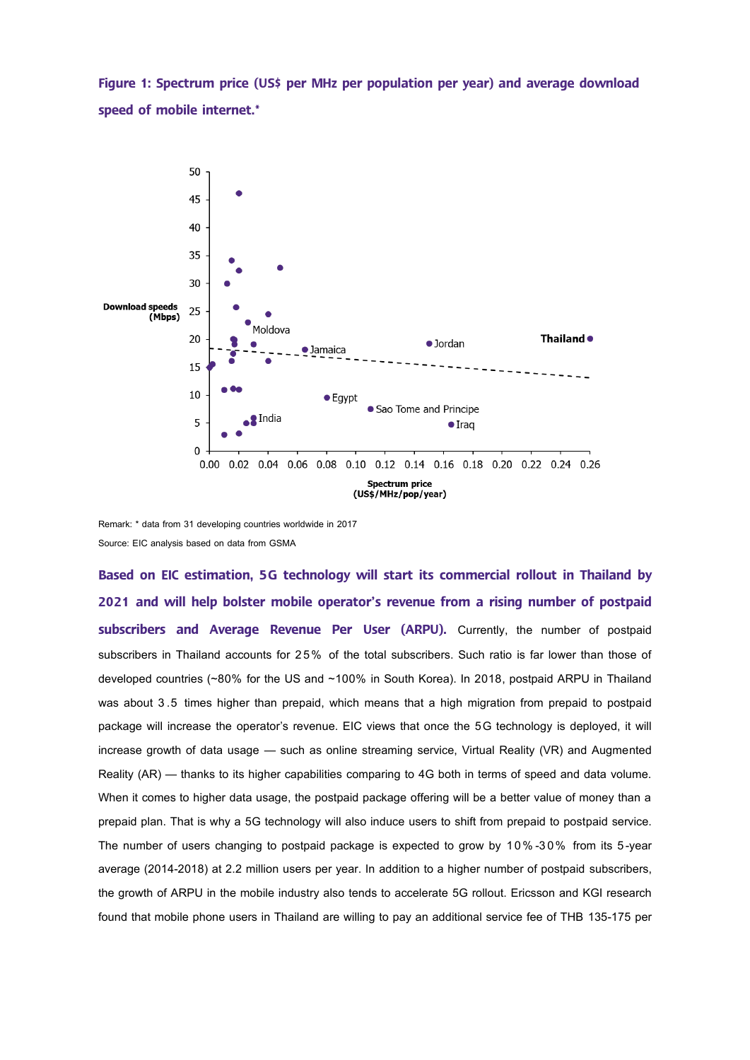**Figure 1: Spectrum price (US$ per MHz per population per year) and average download speed of mobile internet.***

Remark: * data from 31 developing countries worldwide in 2017

Source: EIC analysis based on data from GSMA

**Based on EIC estimation, 5G technology will start its commercial rollout in Thailand by 2021 and will help bolster mobile operator's revenue from a rising number of postpaid subscribers and Average Revenue Per User (ARPU).** Currently, the number of postpaid subscribers in Thailand accounts for 25% of the total subscribers. Such ratio is far lower than those of developed countries (~80% for the US and ~100% in South Korea). In 2018, postpaid ARPU in Thailand was about 3.5 times higher than prepaid, which means that a high migration from prepaid to postpaid package will increase the operator's revenue. EIC views that once the 5G technology is deployed, it will increase growth of data usage — such as online streaming service, Virtual Reality (VR) and Augmented Reality (AR) — thanks to its higher capabilities comparing to 4G both in terms of speed and data volume. When it comes to higher data usage, the postpaid package offering will be a better value of money than a prepaid plan. That is why a 5G technology will also induce users to shift from prepaid to postpaid service. The number of users changing to postpaid package is expected to grow by 10%-30% from its 5-year average (2014-2018) at 2.2 million users per year. In addition to a higher number of postpaid subscribers, the growth of ARPU in the mobile industry also tends to accelerate 5G rollout. Ericsson and KGI research found that mobile phone users in Thailand are willing to pay an additional service fee of THB 135-175 per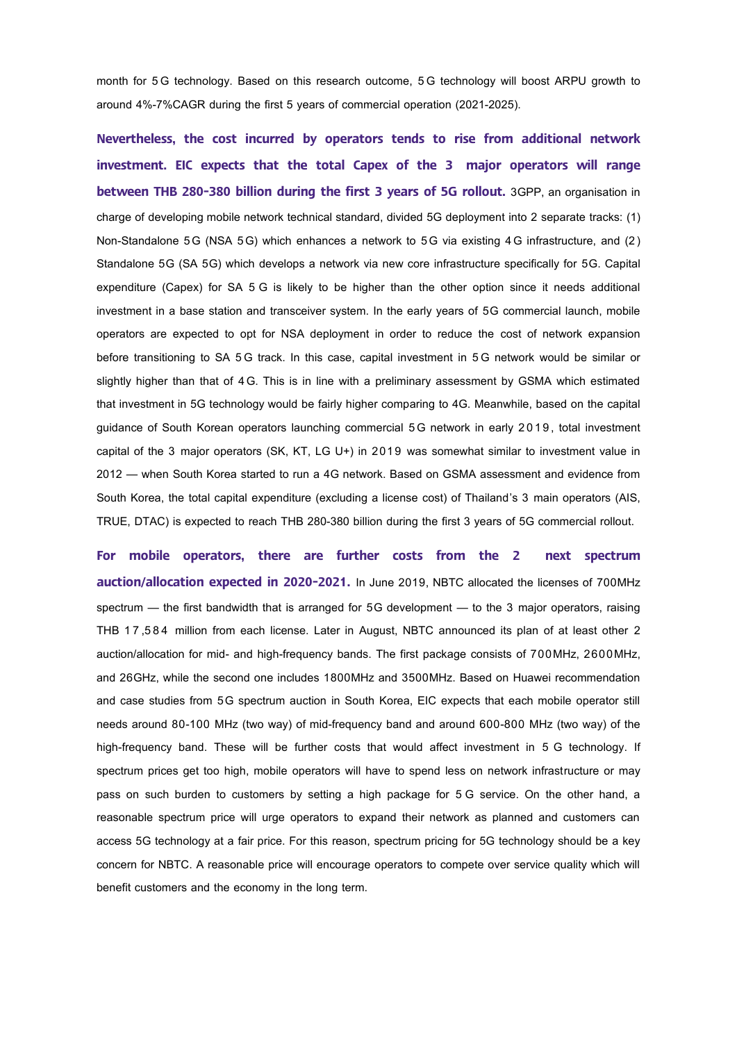month for 5G technology. Based on this research outcome, 5G technology will boost ARPU growth to around 4%-7%CAGR during the first 5 years of commercial operation (2021-2025).

**Nevertheless, the cost incurred by operators tends to rise from additional network investment. EIC expects that the total Capex of the 3 major operators will range between THB 280-380 billion during the first 3 years of 5G rollout.** 3GPP, an organisation in charge of developing mobile network technical standard, divided 5G deployment into 2 separate tracks: (1) Non-Standalone 5G (NSA 5G) which enhances a network to 5G via existing 4G infrastructure, and (2) Standalone 5G (SA 5G) which develops a network via new core infrastructure specifically for 5G. Capital expenditure (Capex) for SA 5G is likely to be higher than the other option since it needs additional investment in a base station and transceiver system. In the early years of 5G commercial launch, mobile operators are expected to opt for NSA deployment in order to reduce the cost of network expansion before transitioning to SA 5G track. In this case, capital investment in 5G network would be similar or slightly higher than that of 4G. This is in line with a preliminary assessment by GSMA which estimated that investment in 5G technology would be fairly higher comparing to 4G. Meanwhile, based on the capital guidance of South Korean operators launching commercial 5G network in early 2019, total investment capital of the 3 major operators (SK, KT, LG U+) in 2019 was somewhat similar to investment value in 2012 — when South Korea started to run a 4G network. Based on GSMA assessment and evidence from South Korea, the total capital expenditure (excluding a license cost) of Thailand's 3 main operators (AIS, TRUE, DTAC) is expected to reach THB 280-380 billion during the first 3 years of 5G commercial rollout.

**For mobile operators, there are further costs from the 2 next spectrum auction/allocation expected in 2020-2021.** In June 2019, NBTC allocated the licenses of 700MHz spectrum — the first bandwidth that is arranged for 5G development — to the 3 major operators, raising THB 17,584 million from each license. Later in August, NBTC announced its plan of at least other 2 auction/allocation for mid- and high-frequency bands. The first package consists of 700MHz, 2600MHz, and 26GHz, while the second one includes 1800MHz and 3500MHz. Based on Huawei recommendation and case studies from 5G spectrum auction in South Korea, EIC expects that each mobile operator still needs around 80-100 MHz (two way) of mid-frequency band and around 600-800 MHz (two way) of the high-frequency band. These will be further costs that would affect investment in 5G technology. If spectrum prices get too high, mobile operators will have to spend less on network infrastructure or may pass on such burden to customers by setting a high package for 5G service. On the other hand, a reasonable spectrum price will urge operators to expand their network as planned and customers can access 5G technology at a fair price. For this reason, spectrum pricing for 5G technology should be a key concern for NBTC. A reasonable price will encourage operators to compete over service quality which will benefit customers and the economy in the long term.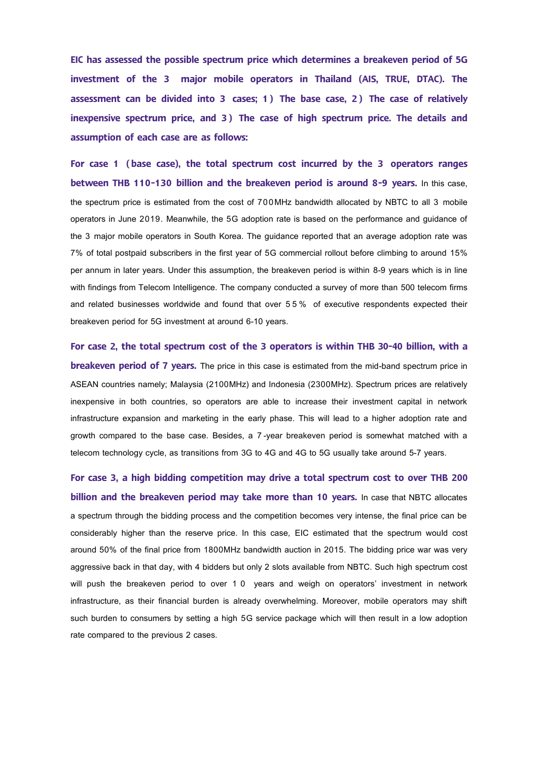**EIC has assessed the possible spectrum price which determines a breakeven period of 5G investment of the 3 major mobile operators in Thailand (AIS, TRUE, DTAC). The assessment can be divided into 3 cases; 1) The base case, 2) The case of relatively inexpensive spectrum price, and 3) The case of high spectrum price. The details and assumption of each case are as follows:**

**For case 1 (base case), the total spectrum cost incurred by the 3 operators ranges between THB 110-130 billion and the breakeven period is around 8-9 years.** In this case, the spectrum price is estimated from the cost of 700MHz bandwidth allocated by NBTC to all 3 mobile operators in June 2019. Meanwhile, the 5G adoption rate is based on the performance and guidance of the 3 major mobile operators in South Korea. The guidance reported that an average adoption rate was 7% of total postpaid subscribers in the first year of 5G commercial rollout before climbing to around 15% per annum in later years. Under this assumption, the breakeven period is within 8-9 years which is in line with findings from Telecom Intelligence. The company conducted a survey of more than 500 telecom firms and related businesses worldwide and found that over 55% of executive respondents expected their breakeven period for 5G investment at around 6-10 years.

**For case 2, the total spectrum cost of the 3 operators is within THB 30-40 billion, with a breakeven period of 7 years.** The price in this case is estimated from the mid-band spectrum price in ASEAN countries namely; Malaysia (2100MHz) and Indonesia (2300MHz). Spectrum prices are relatively inexpensive in both countries, so operators are able to increase their investment capital in network infrastructure expansion and marketing in the early phase. This will lead to a higher adoption rate and growth compared to the base case. Besides, a 7-year breakeven period is somewhat matched with a telecom technology cycle, as transitions from 3G to 4G and 4G to 5G usually take around 5-7 years.

**For case 3, a high bidding competition may drive a total spectrum cost to over THB 200 billion and the breakeven period may take more than 10 years.** In case that NBTC allocates a spectrum through the bidding process and the competition becomes very intense, the final price can be considerably higher than the reserve price. In this case, EIC estimated that the spectrum would cost around 50% of the final price from 1800MHz bandwidth auction in 2015. The bidding price war was very aggressive back in that day, with 4 bidders but only 2 slots available from NBTC. Such high spectrum cost will push the breakeven period to over 10 years and weigh on operators' investment in network infrastructure, as their financial burden is already overwhelming. Moreover, mobile operators may shift such burden to consumers by setting a high 5G service package which will then result in a low adoption rate compared to the previous 2 cases.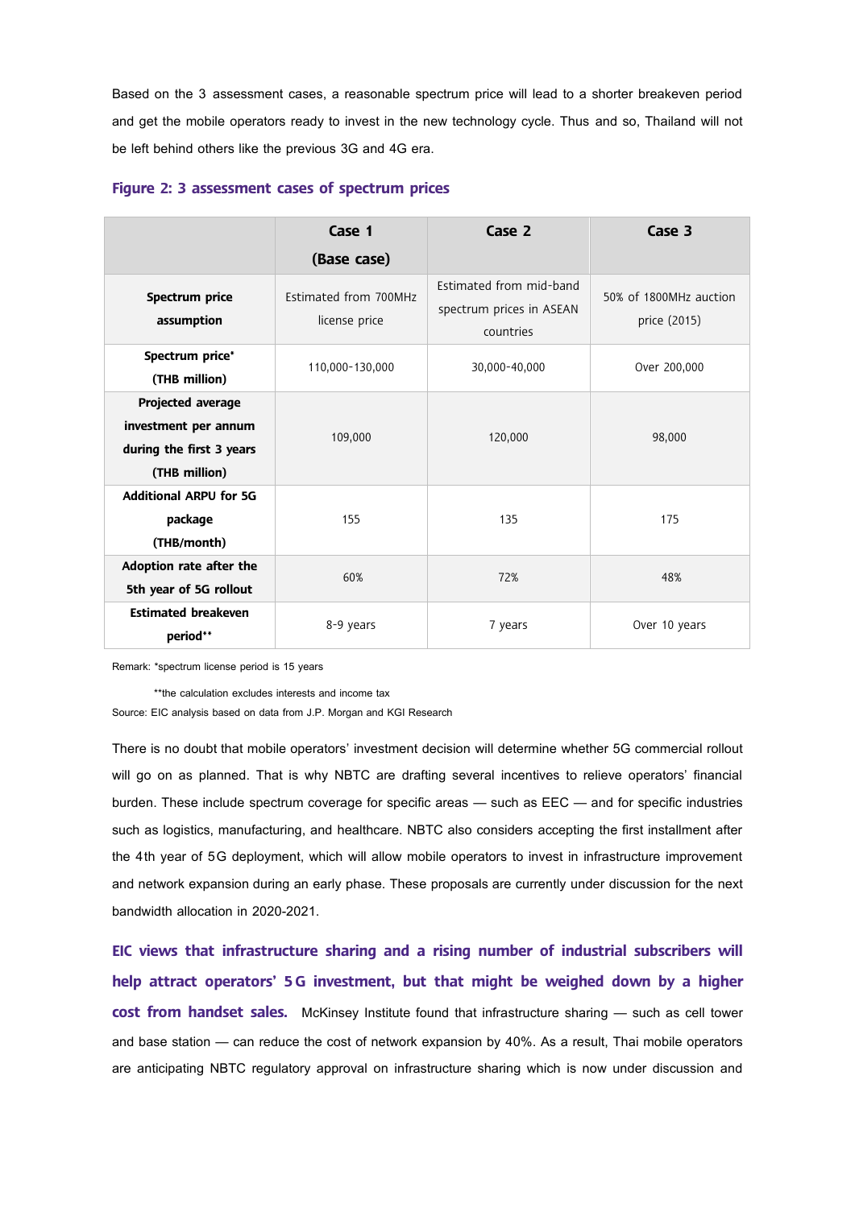Based on the 3 assessment cases, a reasonable spectrum price will lead to a shorter breakeven period and get the mobile operators ready to invest in the new technology cycle. Thus and so, Thailand will not be left behind others like the previous 3G and 4G era.

**Figure 2: 3 assessment cases of spectrum prices**

| | Case 1 (Base case) | Case 2 | Case 3 |
|---|---|---|---|
| **Spectrum price assumption** | Estimated from 700MHz license price | Estimated from mid-band spectrum prices in ASEAN countries | 50% of 1800MHz auction price (2015) |
| **Spectrum price* (THB million)** | 110,000-130,000 | 30,000-40,000 | Over 200,000 |
| **Projected average investment per annum during the first 3 years (THB million)** | 109,000 | 120,000 | 98,000 |
| **Additional ARPU for 5G package (THB/month)** | 155 | 135 | 175 |
| **Adoption rate after the 5th year of 5G rollout** | 60% | 72% | 48% |
| **Estimated breakeven period**** | 8-9 years | 7 years | Over 10 years |

Remark: *spectrum license period is 15 years

**the calculation excludes interests and income tax

Source: EIC analysis based on data from J.P. Morgan and KGI Research

There is no doubt that mobile operators' investment decision will determine whether 5G commercial rollout will go on as planned. That is why NBTC are drafting several incentives to relieve operators' financial burden. These include spectrum coverage for specific areas — such as EEC — and for specific industries such as logistics, manufacturing, and healthcare. NBTC also considers accepting the first installment after the 4th year of 5G deployment, which will allow mobile operators to invest in infrastructure improvement and network expansion during an early phase. These proposals are currently under discussion for the next bandwidth allocation in 2020-2021.

**EIC views that infrastructure sharing and a rising number of industrial subscribers will help attract operators' 5G investment, but that might be weighed down by a higher cost from handset sales.** McKinsey Institute found that infrastructure sharing — such as cell tower and base station — can reduce the cost of network expansion by 40%. As a result, Thai mobile operators are anticipating NBTC regulatory approval on infrastructure sharing which is now under discussion and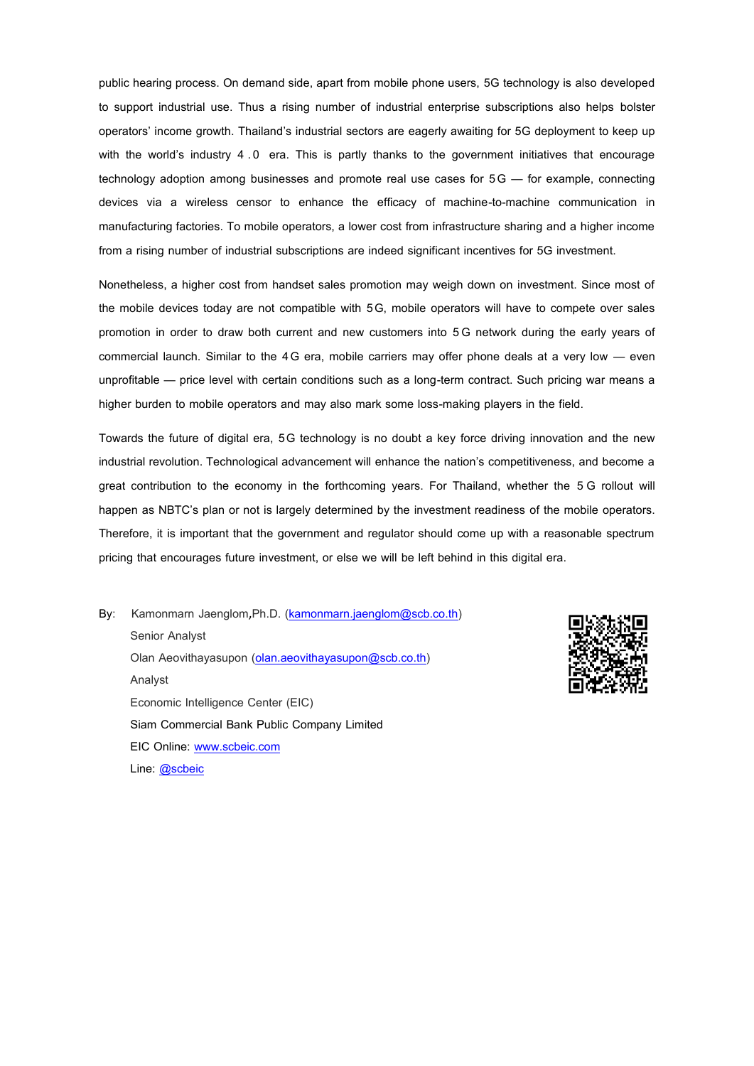public hearing process. On demand side, apart from mobile phone users, 5G technology is also developed to support industrial use. Thus a rising number of industrial enterprise subscriptions also helps bolster operators' income growth. Thailand's industrial sectors are eagerly awaiting for 5G deployment to keep up with the world's industry 4.0 era. This is partly thanks to the government initiatives that encourage technology adoption among businesses and promote real use cases for 5G — for example, connecting devices via a wireless censor to enhance the efficacy of machine-to-machine communication in manufacturing factories. To mobile operators, a lower cost from infrastructure sharing and a higher income from a rising number of industrial subscriptions are indeed significant incentives for 5G investment.

Nonetheless, a higher cost from handset sales promotion may weigh down on investment. Since most of the mobile devices today are not compatible with 5G, mobile operators will have to compete over sales promotion in order to draw both current and new customers into 5G network during the early years of commercial launch. Similar to the 4G era, mobile carriers may offer phone deals at a very low — even unprofitable — price level with certain conditions such as a long-term contract. Such pricing war means a higher burden to mobile operators and may also mark some loss-making players in the field.

Towards the future of digital era, 5G technology is no doubt a key force driving innovation and the new industrial revolution. Technological advancement will enhance the nation's competitiveness, and become a great contribution to the economy in the forthcoming years. For Thailand, whether the 5G rollout will happen as NBTC's plan or not is largely determined by the investment readiness of the mobile operators. Therefore, it is important that the government and regulator should come up with a reasonable spectrum pricing that encourages future investment, or else we will be left behind in this digital era.

By: Kamonmarn Jaenglom, Ph.D. (kamonmarn.jaenglom@scb.co.th)
Senior Analyst
Olan Aeovithayasupon (olan.aeovithayasupon@scb.co.th)
Analyst
Economic Intelligence Center (EIC)
Siam Commercial Bank Public Company Limited
EIC Online: www.scbeic.com
Line: @scbeic